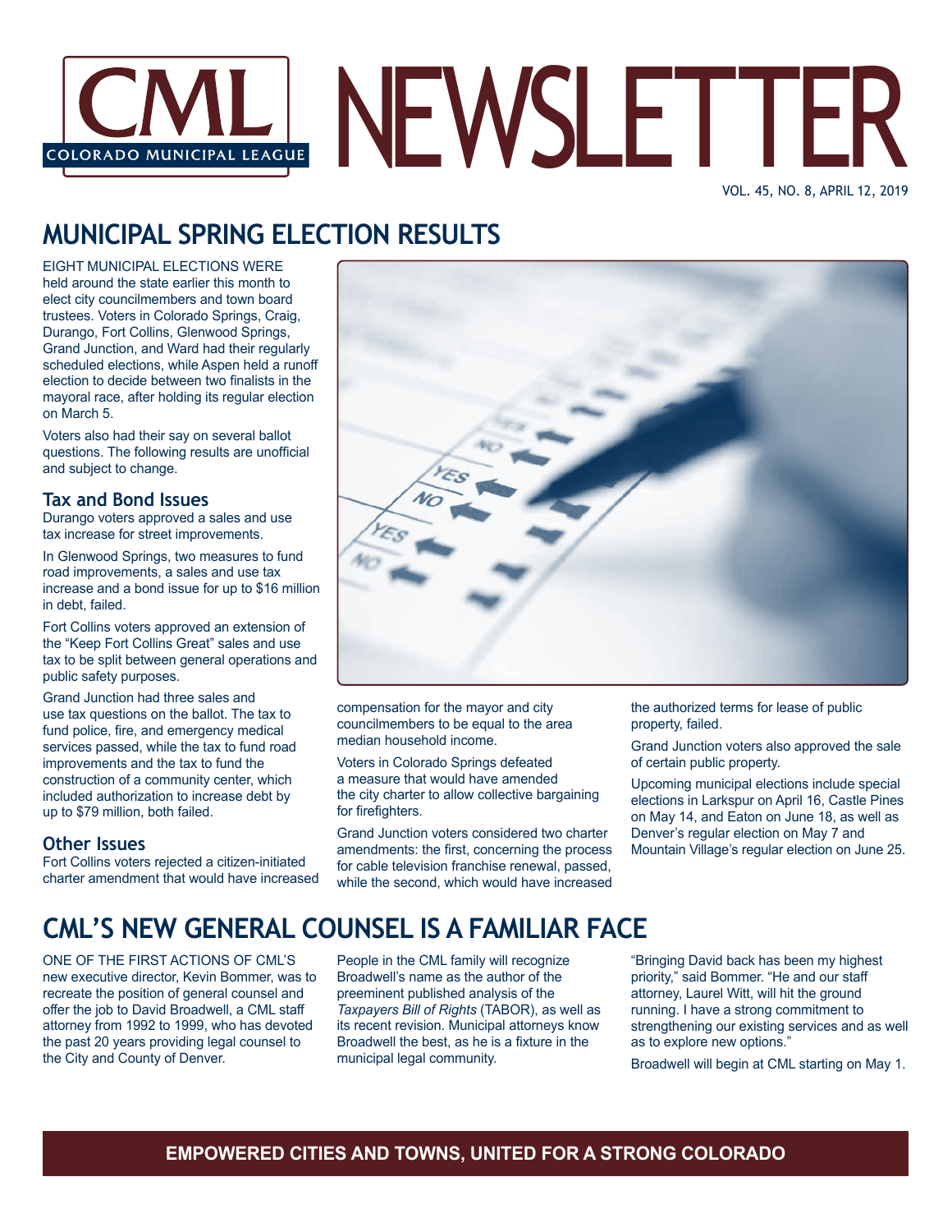// CML NEWSLETTER
// COLORADO MUNICIPAL LEAGUE

VOL. 45, NO. 8, APRIL 12, 2019

# MUNICIPAL SPRING ELECTION RESULTS

EIGHT MUNICIPAL ELECTIONS WERE held around the state earlier this month to elect city councilmembers and town board trustees. Voters in Colorado Springs, Craig, Durango, Fort Collins, Glenwood Springs, Grand Junction, and Ward had their regularly scheduled elections, while Aspen held a runoff election to decide between two finalists in the mayoral race, after holding its regular election on March 5.

Voters also had their say on several ballot questions. The following results are unofficial and subject to change.

## Tax and Bond Issues

Durango voters approved a sales and use tax increase for street improvements.

In Glenwood Springs, two measures to fund road improvements, a sales and use tax increase and a bond issue for up to $16 million in debt, failed.

Fort Collins voters approved an extension of the "Keep Fort Collins Great" sales and use tax to be split between general operations and public safety purposes.

Grand Junction had three sales and use tax questions on the ballot. The tax to fund police, fire, and emergency medical services passed, while the tax to fund road improvements and the tax to fund the construction of a community center, which included authorization to increase debt by up to $79 million, both failed.

## Other Issues

Fort Collins voters rejected a citizen-initiated charter amendment that would have increased compensation for the mayor and city councilmembers to be equal to the area median household income.

Voters in Colorado Springs defeated a measure that would have amended the city charter to allow collective bargaining for firefighters.

Grand Junction voters considered two charter amendments: the first, concerning the process for cable television franchise renewal, passed, while the second, which would have increased the authorized terms for lease of public property, failed.

Grand Junction voters also approved the sale of certain public property.

Upcoming municipal elections include special elections in Larkspur on April 16, Castle Pines on May 14, and Eaton on June 18, as well as Denver's regular election on May 7 and Mountain Village's regular election on June 25.

# CML'S NEW GENERAL COUNSEL IS A FAMILIAR FACE

ONE OF THE FIRST ACTIONS OF CML'S new executive director, Kevin Bommer, was to recreate the position of general counsel and offer the job to David Broadwell, a CML staff attorney from 1992 to 1999, who has devoted the past 20 years providing legal counsel to the City and County of Denver.

People in the CML family will recognize Broadwell's name as the author of the preeminent published analysis of the *Taxpayers Bill of Rights* (TABOR), as well as its recent revision. Municipal attorneys know Broadwell the best, as he is a fixture in the municipal legal community.

"Bringing David back has been my highest priority," said Bommer. "He and our staff attorney, Laurel Witt, will hit the ground running. I have a strong commitment to strengthening our existing services and as well as to explore new options."

Broadwell will begin at CML starting on May 1.

**EMPOWERED CITIES AND TOWNS, UNITED FOR A STRONG COLORADO**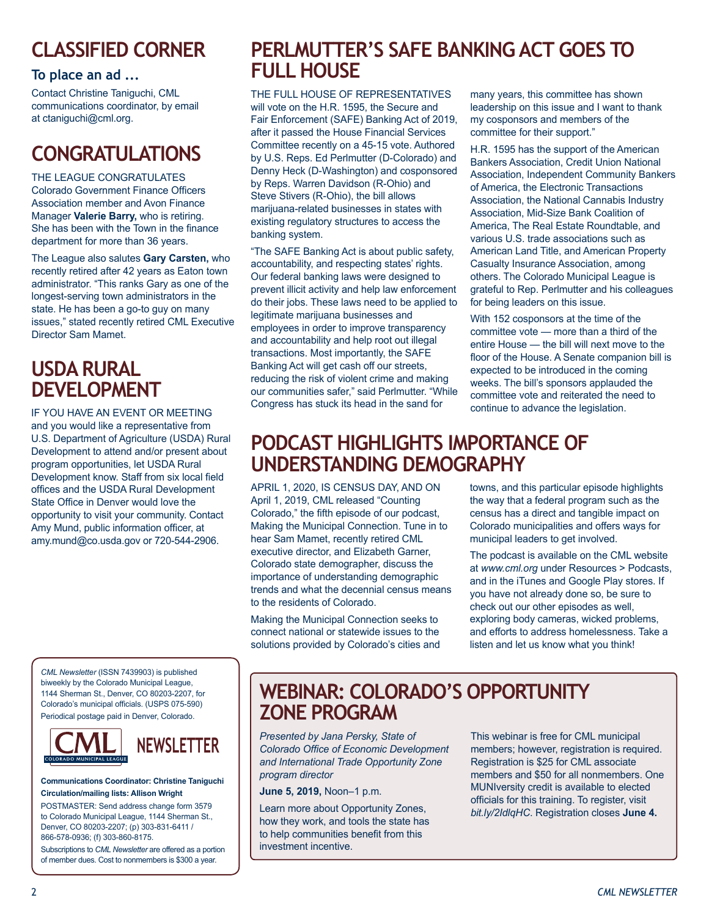# CLASSIFIED CORNER

### To place an ad ...

Contact Christine Taniguchi, CML communications coordinator, by email at ctaniguchi@cml.org.

# CONGRATULATIONS

THE LEAGUE CONGRATULATES Colorado Government Finance Officers Association member and Avon Finance Manager **Valerie Barry,** who is retiring. She has been with the Town in the finance department for more than 36 years.

The League also salutes **Gary Carsten,** who recently retired after 42 years as Eaton town administrator. "This ranks Gary as one of the longest-serving town administrators in the state. He has been a go-to guy on many issues," stated recently retired CML Executive Director Sam Mamet.

# USDA RURAL DEVELOPMENT

IF YOU HAVE AN EVENT OR MEETING and you would like a representative from U.S. Department of Agriculture (USDA) Rural Development to attend and/or present about program opportunities, let USDA Rural Development know. Staff from six local field offices and the USDA Rural Development State Office in Denver would love the opportunity to visit your community. Contact Amy Mund, public information officer, at amy.mund@co.usda.gov or 720-544-2906.

# PERLMUTTER'S SAFE BANKING ACT GOES TO FULL HOUSE

THE FULL HOUSE OF REPRESENTATIVES will vote on the H.R. 1595, the Secure and Fair Enforcement (SAFE) Banking Act of 2019, after it passed the House Financial Services Committee recently on a 45-15 vote. Authored by U.S. Reps. Ed Perlmutter (D-Colorado) and Denny Heck (D-Washington) and cosponsored by Reps. Warren Davidson (R-Ohio) and Steve Stivers (R-Ohio), the bill allows marijuana-related businesses in states with existing regulatory structures to access the banking system.

"The SAFE Banking Act is about public safety, accountability, and respecting states' rights. Our federal banking laws were designed to prevent illicit activity and help law enforcement do their jobs. These laws need to be applied to legitimate marijuana businesses and employees in order to improve transparency and accountability and help root out illegal transactions. Most importantly, the SAFE Banking Act will get cash off our streets, reducing the risk of violent crime and making our communities safer," said Perlmutter. "While Congress has stuck its head in the sand for many years, this committee has shown leadership on this issue and I want to thank my cosponsors and members of the committee for their support."

H.R. 1595 has the support of the American Bankers Association, Credit Union National Association, Independent Community Bankers of America, the Electronic Transactions Association, the National Cannabis Industry Association, Mid-Size Bank Coalition of America, The Real Estate Roundtable, and various U.S. trade associations such as American Land Title, and American Property Casualty Insurance Association, among others. The Colorado Municipal League is grateful to Rep. Perlmutter and his colleagues for being leaders on this issue.

With 152 cosponsors at the time of the committee vote — more than a third of the entire House — the bill will next move to the floor of the House. A Senate companion bill is expected to be introduced in the coming weeks. The bill's sponsors applauded the committee vote and reiterated the need to continue to advance the legislation.

# PODCAST HIGHLIGHTS IMPORTANCE OF UNDERSTANDING DEMOGRAPHY

APRIL 1, 2020, IS CENSUS DAY, AND ON April 1, 2019, CML released "Counting Colorado," the fifth episode of our podcast, Making the Municipal Connection. Tune in to hear Sam Mamet, recently retired CML executive director, and Elizabeth Garner, Colorado state demographer, discuss the importance of understanding demographic trends and what the decennial census means to the residents of Colorado.

Making the Municipal Connection seeks to connect national or statewide issues to the solutions provided by Colorado's cities and towns, and this particular episode highlights the way that a federal program such as the census has a direct and tangible impact on Colorado municipalities and offers ways for municipal leaders to get involved.

The podcast is available on the CML website at *www.cml.org* under Resources > Podcasts, and in the iTunes and Google Play stores. If you have not already done so, be sure to check out our other episodes as well, exploring body cameras, wicked problems, and efforts to address homelessness. Take a listen and let us know what you think!

# WEBINAR: COLORADO'S OPPORTUNITY ZONE PROGRAM

*Presented by Jana Persky, State of Colorado Office of Economic Development and International Trade Opportunity Zone program director*

**June 5, 2019,** Noon–1 p.m.

Learn more about Opportunity Zones, how they work, and tools the state has to help communities benefit from this investment incentive.

This webinar is free for CML municipal members; however, registration is required. Registration is $25 for CML associate members and $50 for all nonmembers. One MUNIversity credit is available to elected officials for this training. To register, visit *bit.ly/2IdlqHC*. Registration closes **June 4.**

---

*CML Newsletter* (ISSN 7439903) is published biweekly by the Colorado Municipal League, 1144 Sherman St., Denver, CO 80203-2207, for Colorado's municipal officials. (USPS 075-590) Periodical postage paid in Denver, Colorado.

CML — COLORADO MUNICIPAL LEAGUE — NEWSLETTER

**Communications Coordinator: Christine Taniguchi**
**Circulation/mailing lists: Allison Wright**

POSTMASTER: Send address change form 3579 to Colorado Municipal League, 1144 Sherman St., Denver, CO 80203-2207; (p) 303-831-6411 / 866-578-0936; (f) 303-860-8175.

Subscriptions to *CML Newsletter* are offered as a portion of member dues. Cost to nonmembers is $300 a year.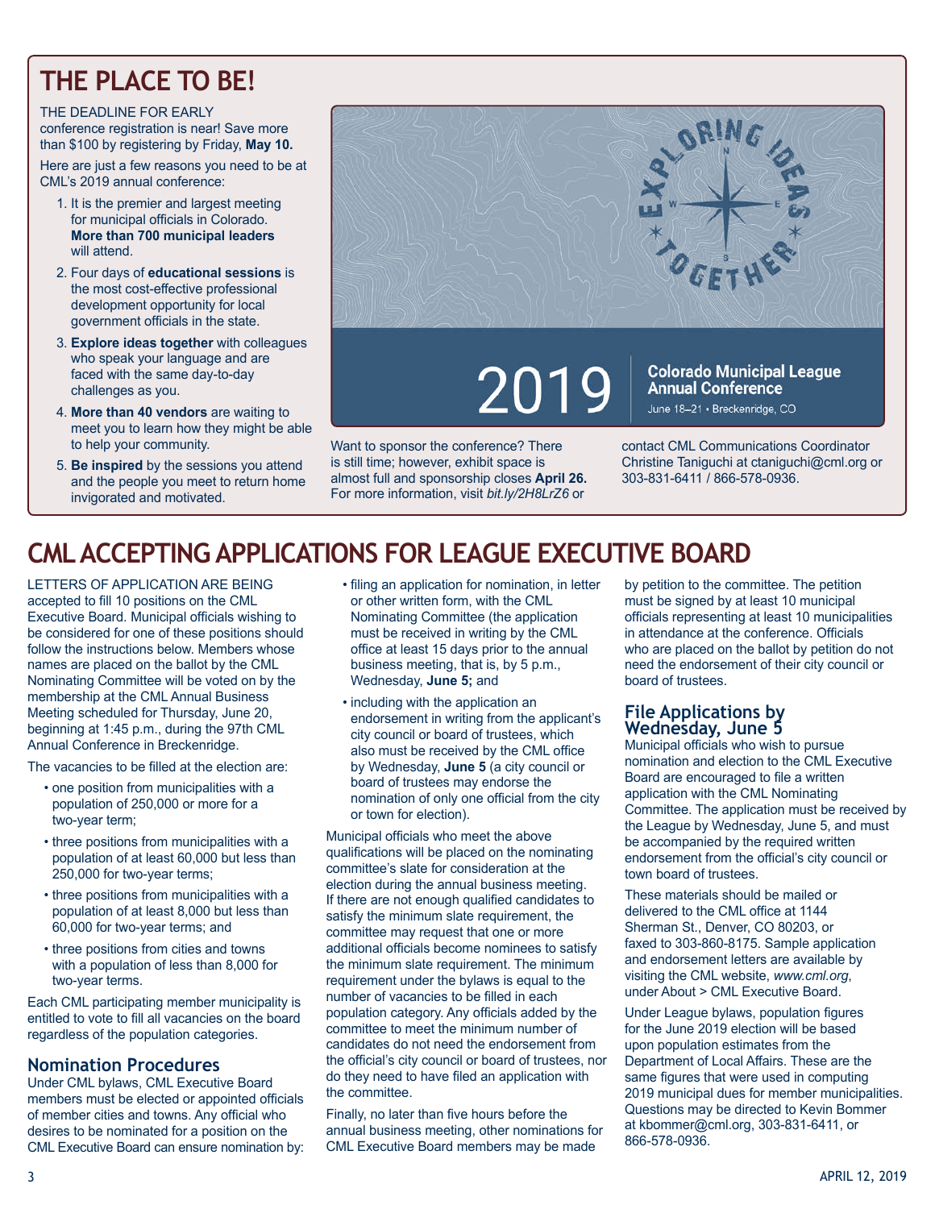# THE PLACE TO BE!

THE DEADLINE FOR EARLY conference registration is near! Save more than $100 by registering by Friday, **May 10.**

Here are just a few reasons you need to be at CML's 2019 annual conference:

1. It is the premier and largest meeting for municipal officials in Colorado. **More than 700 municipal leaders** will attend.
2. Four days of **educational sessions** is the most cost-effective professional development opportunity for local government officials in the state.
3. **Explore ideas together** with colleagues who speak your language and are faced with the same day-to-day challenges as you.
4. **More than 40 vendors** are waiting to meet you to learn how they might be able to help your community.
5. **Be inspired** by the sessions you attend and the people you meet to return home invigorated and motivated.

EXPLORING IDEAS TOGETHER

2019 Colorado Municipal League Annual Conference

June 18–21 • Breckenridge, CO

Want to sponsor the conference? There is still time; however, exhibit space is almost full and sponsorship closes **April 26.** For more information, visit *bit.ly/2H8LrZ6* or contact CML Communications Coordinator Christine Taniguchi at ctaniguchi@cml.org or 303-831-6411 / 866-578-0936.

# CML ACCEPTING APPLICATIONS FOR LEAGUE EXECUTIVE BOARD

LETTERS OF APPLICATION ARE BEING accepted to fill 10 positions on the CML Executive Board. Municipal officials wishing to be considered for one of these positions should follow the instructions below. Members whose names are placed on the ballot by the CML Nominating Committee will be voted on by the membership at the CML Annual Business Meeting scheduled for Thursday, June 20, beginning at 1:45 p.m., during the 97th CML Annual Conference in Breckenridge.

The vacancies to be filled at the election are:

- one position from municipalities with a population of 250,000 or more for a two-year term;
- three positions from municipalities with a population of at least 60,000 but less than 250,000 for two-year terms;
- three positions from municipalities with a population of at least 8,000 but less than 60,000 for two-year terms; and
- three positions from cities and towns with a population of less than 8,000 for two-year terms.

Each CML participating member municipality is entitled to vote to fill all vacancies on the board regardless of the population categories.

## Nomination Procedures

Under CML bylaws, CML Executive Board members must be elected or appointed officials of member cities and towns. Any official who desires to be nominated for a position on the CML Executive Board can ensure nomination by:

- filing an application for nomination, in letter or other written form, with the CML Nominating Committee (the application must be received in writing by the CML office at least 15 days prior to the annual business meeting, that is, by 5 p.m., Wednesday, **June 5;** and
- including with the application an endorsement in writing from the applicant's city council or board of trustees, which also must be received by the CML office by Wednesday, **June 5** (a city council or board of trustees may endorse the nomination of only one official from the city or town for election).

Municipal officials who meet the above qualifications will be placed on the nominating committee's slate for consideration at the election during the annual business meeting. If there are not enough qualified candidates to satisfy the minimum slate requirement, the committee may request that one or more additional officials become nominees to satisfy the minimum slate requirement. The minimum requirement under the bylaws is equal to the number of vacancies to be filled in each population category. Any officials added by the committee to meet the minimum number of candidates do not need the endorsement from the official's city council or board of trustees, nor do they need to have filed an application with the committee.

Finally, no later than five hours before the annual business meeting, other nominations for CML Executive Board members may be made by petition to the committee. The petition must be signed by at least 10 municipal officials representing at least 10 municipalities in attendance at the conference. Officials who are placed on the ballot by petition do not need the endorsement of their city council or board of trustees.

## File Applications by Wednesday, June 5

Municipal officials who wish to pursue nomination and election to the CML Executive Board are encouraged to file a written application with the CML Nominating Committee. The application must be received by the League by Wednesday, June 5, and must be accompanied by the required written endorsement from the official's city council or town board of trustees.

These materials should be mailed or delivered to the CML office at 1144 Sherman St., Denver, CO 80203, or faxed to 303-860-8175. Sample application and endorsement letters are available by visiting the CML website, *www.cml.org*, under About > CML Executive Board.

Under League bylaws, population figures for the June 2019 election will be based upon population estimates from the Department of Local Affairs. These are the same figures that were used in computing 2019 municipal dues for member municipalities. Questions may be directed to Kevin Bommer at kbommer@cml.org, 303-831-6411, or 866-578-0936.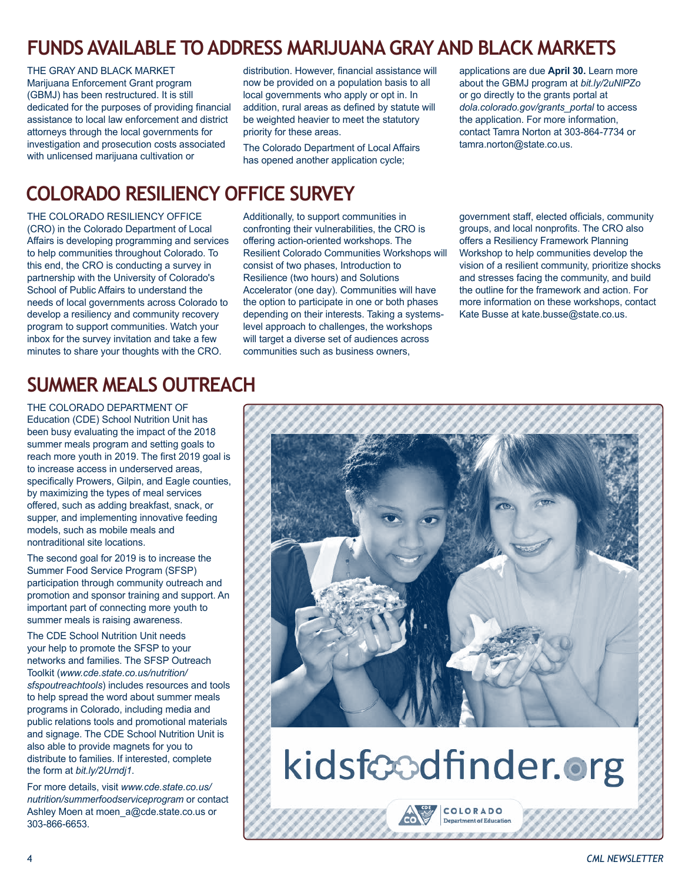## FUNDS AVAILABLE TO ADDRESS MARIJUANA GRAY AND BLACK MARKETS

THE GRAY AND BLACK MARKET Marijuana Enforcement Grant program (GBMJ) has been restructured. It is still dedicated for the purposes of providing financial assistance to local law enforcement and district attorneys through the local governments for investigation and prosecution costs associated with unlicensed marijuana cultivation or distribution. However, financial assistance will now be provided on a population basis to all local governments who apply or opt in. In addition, rural areas as defined by statute will be weighted heavier to meet the statutory priority for these areas.

The Colorado Department of Local Affairs has opened another application cycle; applications are due **April 30.** Learn more about the GBMJ program at *bit.ly/2uNlPZo* or go directly to the grants portal at *dola.colorado.gov/grants_portal* to access the application. For more information, contact Tamra Norton at 303-864-7734 or tamra.norton@state.co.us.

## COLORADO RESILIENCY OFFICE SURVEY

THE COLORADO RESILIENCY OFFICE (CRO) in the Colorado Department of Local Affairs is developing programming and services to help communities throughout Colorado. To this end, the CRO is conducting a survey in partnership with the University of Colorado's School of Public Affairs to understand the needs of local governments across Colorado to develop a resiliency and community recovery program to support communities. Watch your inbox for the survey invitation and take a few minutes to share your thoughts with the CRO.

Additionally, to support communities in confronting their vulnerabilities, the CRO is offering action-oriented workshops. The Resilient Colorado Communities Workshops will consist of two phases, Introduction to Resilience (two hours) and Solutions Accelerator (one day). Communities will have the option to participate in one or both phases depending on their interests. Taking a systems-level approach to challenges, the workshops will target a diverse set of audiences across communities such as business owners, government staff, elected officials, community groups, and local nonprofits. The CRO also offers a Resiliency Framework Planning Workshop to help communities develop the vision of a resilient community, prioritize shocks and stresses facing the community, and build the outline for the framework and action. For more information on these workshops, contact Kate Busse at kate.busse@state.co.us.

## SUMMER MEALS OUTREACH

THE COLORADO DEPARTMENT OF Education (CDE) School Nutrition Unit has been busy evaluating the impact of the 2018 summer meals program and setting goals to reach more youth in 2019. The first 2019 goal is to increase access in underserved areas, specifically Prowers, Gilpin, and Eagle counties, by maximizing the types of meal services offered, such as adding breakfast, snack, or supper, and implementing innovative feeding models, such as mobile meals and nontraditional site locations.

The second goal for 2019 is to increase the Summer Food Service Program (SFSP) participation through community outreach and promotion and sponsor training and support. An important part of connecting more youth to summer meals is raising awareness.

The CDE School Nutrition Unit needs your help to promote the SFSP to your networks and families. The SFSP Outreach Toolkit (*www.cde.state.co.us/nutrition/sfspoutreachtools*) includes resources and tools to help spread the word about summer meals programs in Colorado, including media and public relations tools and promotional materials and signage. The CDE School Nutrition Unit is also able to provide magnets for you to distribute to families. If interested, complete the form at *bit.ly/2Urndj1*.

For more details, visit *www.cde.state.co.us/nutrition/summerfoodserviceprogram* or contact Ashley Moen at moen_a@cde.state.co.us or 303-866-6653.

kidsfoodfinder.org

COLORADO Department of Education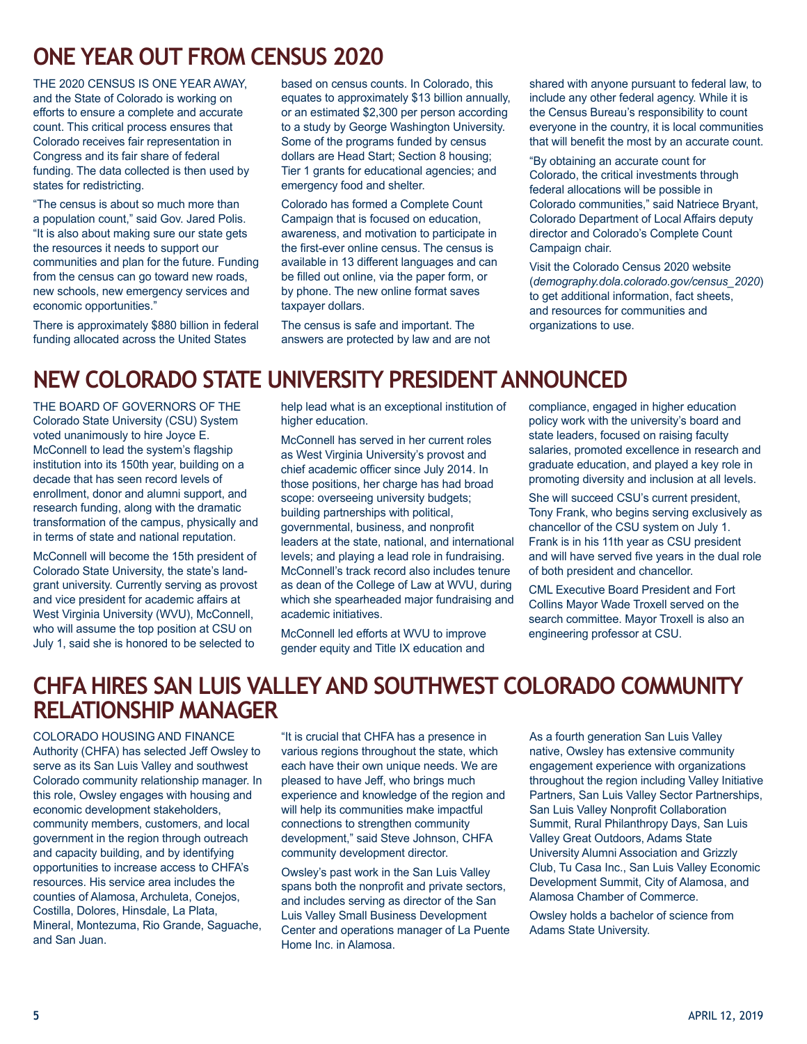# ONE YEAR OUT FROM CENSUS 2020

THE 2020 CENSUS IS ONE YEAR AWAY, and the State of Colorado is working on efforts to ensure a complete and accurate count. This critical process ensures that Colorado receives fair representation in Congress and its fair share of federal funding. The data collected is then used by states for redistricting.

"The census is about so much more than a population count," said Gov. Jared Polis. "It is also about making sure our state gets the resources it needs to support our communities and plan for the future. Funding from the census can go toward new roads, new schools, new emergency services and economic opportunities."

There is approximately $880 billion in federal funding allocated across the United States based on census counts. In Colorado, this equates to approximately $13 billion annually, or an estimated $2,300 per person according to a study by George Washington University. Some of the programs funded by census dollars are Head Start; Section 8 housing; Tier 1 grants for educational agencies; and emergency food and shelter.

Colorado has formed a Complete Count Campaign that is focused on education, awareness, and motivation to participate in the first-ever online census. The census is available in 13 different languages and can be filled out online, via the paper form, or by phone. The new online format saves taxpayer dollars.

The census is safe and important. The answers are protected by law and are not shared with anyone pursuant to federal law, to include any other federal agency. While it is the Census Bureau's responsibility to count everyone in the country, it is local communities that will benefit the most by an accurate count.

"By obtaining an accurate count for Colorado, the critical investments through federal allocations will be possible in Colorado communities," said Natriece Bryant, Colorado Department of Local Affairs deputy director and Colorado's Complete Count Campaign chair.

Visit the Colorado Census 2020 website (*demography.dola.colorado.gov/census_2020*) to get additional information, fact sheets, and resources for communities and organizations to use.

# NEW COLORADO STATE UNIVERSITY PRESIDENT ANNOUNCED

THE BOARD OF GOVERNORS OF THE Colorado State University (CSU) System voted unanimously to hire Joyce E. McConnell to lead the system's flagship institution into its 150th year, building on a decade that has seen record levels of enrollment, donor and alumni support, and research funding, along with the dramatic transformation of the campus, physically and in terms of state and national reputation.

McConnell will become the 15th president of Colorado State University, the state's land-grant university. Currently serving as provost and vice president for academic affairs at West Virginia University (WVU), McConnell, who will assume the top position at CSU on July 1, said she is honored to be selected to help lead what is an exceptional institution of higher education.

McConnell has served in her current roles as West Virginia University's provost and chief academic officer since July 2014. In those positions, her charge has had broad scope: overseeing university budgets; building partnerships with political, governmental, business, and nonprofit leaders at the state, national, and international levels; and playing a lead role in fundraising. McConnell's track record also includes tenure as dean of the College of Law at WVU, during which she spearheaded major fundraising and academic initiatives.

McConnell led efforts at WVU to improve gender equity and Title IX education and compliance, engaged in higher education policy work with the university's board and state leaders, focused on raising faculty salaries, promoted excellence in research and graduate education, and played a key role in promoting diversity and inclusion at all levels.

She will succeed CSU's current president, Tony Frank, who begins serving exclusively as chancellor of the CSU system on July 1. Frank is in his 11th year as CSU president and will have served five years in the dual role of both president and chancellor.

CML Executive Board President and Fort Collins Mayor Wade Troxell served on the search committee. Mayor Troxell is also an engineering professor at CSU.

# CHFA HIRES SAN LUIS VALLEY AND SOUTHWEST COLORADO COMMUNITY RELATIONSHIP MANAGER

COLORADO HOUSING AND FINANCE Authority (CHFA) has selected Jeff Owsley to serve as its San Luis Valley and southwest Colorado community relationship manager. In this role, Owsley engages with housing and economic development stakeholders, community members, customers, and local government in the region through outreach and capacity building, and by identifying opportunities to increase access to CHFA's resources. His service area includes the counties of Alamosa, Archuleta, Conejos, Costilla, Dolores, Hinsdale, La Plata, Mineral, Montezuma, Rio Grande, Saguache, and San Juan.

"It is crucial that CHFA has a presence in various regions throughout the state, which each have their own unique needs. We are pleased to have Jeff, who brings much experience and knowledge of the region and will help its communities make impactful connections to strengthen community development," said Steve Johnson, CHFA community development director.

Owsley's past work in the San Luis Valley spans both the nonprofit and private sectors, and includes serving as director of the San Luis Valley Small Business Development Center and operations manager of La Puente Home Inc. in Alamosa.

As a fourth generation San Luis Valley native, Owsley has extensive community engagement experience with organizations throughout the region including Valley Initiative Partners, San Luis Valley Sector Partnerships, San Luis Valley Nonprofit Collaboration Summit, Rural Philanthropy Days, San Luis Valley Great Outdoors, Adams State University Alumni Association and Grizzly Club, Tu Casa Inc., San Luis Valley Economic Development Summit, City of Alamosa, and Alamosa Chamber of Commerce.

Owsley holds a bachelor of science from Adams State University.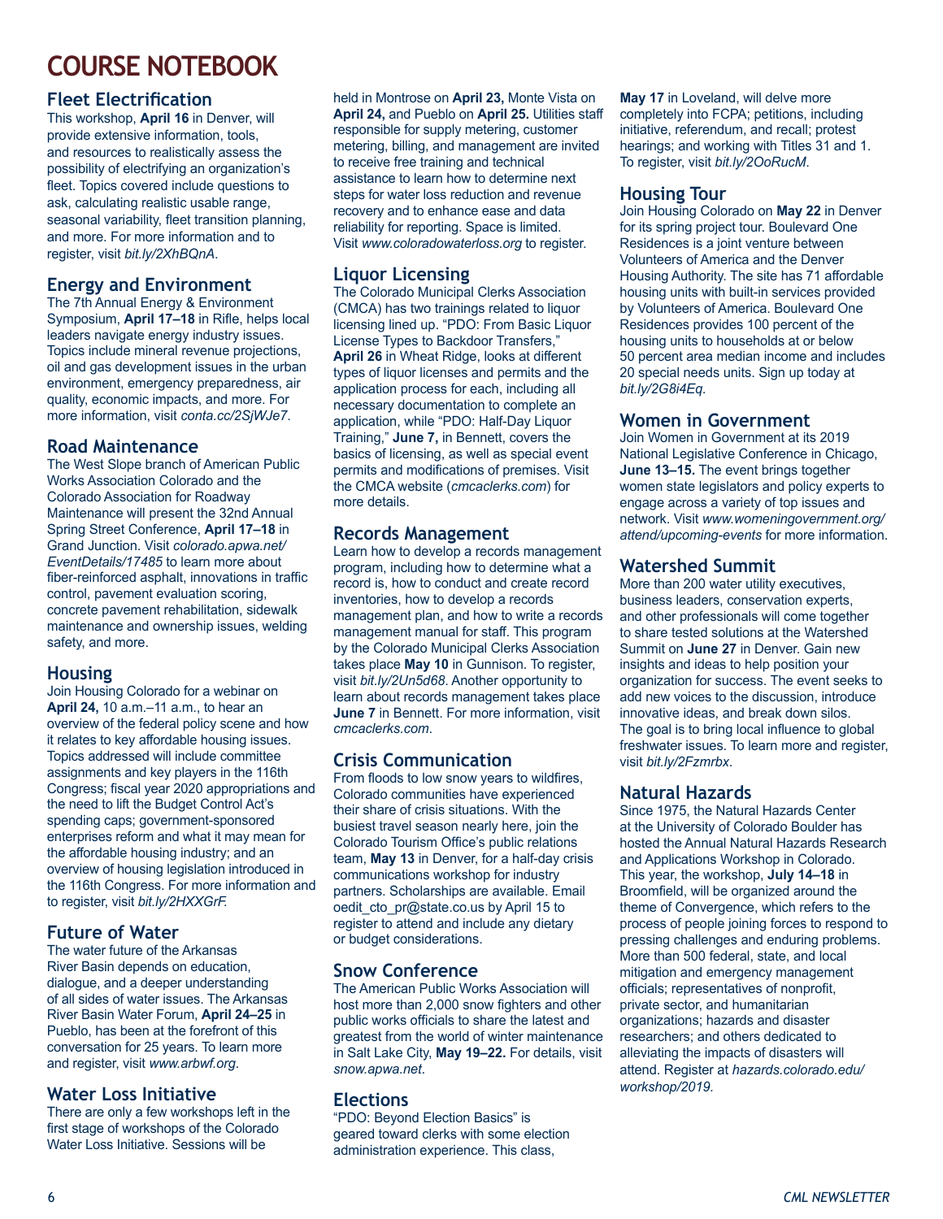# COURSE NOTEBOOK

## Fleet Electrification

This workshop, **April 16** in Denver, will provide extensive information, tools, and resources to realistically assess the possibility of electrifying an organization's fleet. Topics covered include questions to ask, calculating realistic usable range, seasonal variability, fleet transition planning, and more. For more information and to register, visit *bit.ly/2XhBQnA*.

## Energy and Environment

The 7th Annual Energy & Environment Symposium, **April 17–18** in Rifle, helps local leaders navigate energy industry issues. Topics include mineral revenue projections, oil and gas development issues in the urban environment, emergency preparedness, air quality, economic impacts, and more. For more information, visit *conta.cc/2SjWJe7*.

## Road Maintenance

The West Slope branch of American Public Works Association Colorado and the Colorado Association for Roadway Maintenance will present the 32nd Annual Spring Street Conference, **April 17–18** in Grand Junction. Visit *colorado.apwa.net/EventDetails/17485* to learn more about fiber-reinforced asphalt, innovations in traffic control, pavement evaluation scoring, concrete pavement rehabilitation, sidewalk maintenance and ownership issues, welding safety, and more.

## Housing

Join Housing Colorado for a webinar on **April 24,** 10 a.m.–11 a.m., to hear an overview of the federal policy scene and how it relates to key affordable housing issues. Topics addressed will include committee assignments and key players in the 116th Congress; fiscal year 2020 appropriations and the need to lift the Budget Control Act's spending caps; government-sponsored enterprises reform and what it may mean for the affordable housing industry; and an overview of housing legislation introduced in the 116th Congress. For more information and to register, visit *bit.ly/2HXXGrF*.

## Future of Water

The water future of the Arkansas River Basin depends on education, dialogue, and a deeper understanding of all sides of water issues. The Arkansas River Basin Water Forum, **April 24–25** in Pueblo, has been at the forefront of this conversation for 25 years. To learn more and register, visit *www.arbwf.org*.

## Water Loss Initiative

There are only a few workshops left in the first stage of workshops of the Colorado Water Loss Initiative. Sessions will be held in Montrose on **April 23,** Monte Vista on **April 24,** and Pueblo on **April 25.** Utilities staff responsible for supply metering, customer metering, billing, and management are invited to receive free training and technical assistance to learn how to determine next steps for water loss reduction and revenue recovery and to enhance ease and data reliability for reporting. Space is limited. Visit *www.coloradowaterloss.org* to register.

## Liquor Licensing

The Colorado Municipal Clerks Association (CMCA) has two trainings related to liquor licensing lined up. "PDO: From Basic Liquor License Types to Backdoor Transfers," **April 26** in Wheat Ridge, looks at different types of liquor licenses and permits and the application process for each, including all necessary documentation to complete an application, while "PDO: Half-Day Liquor Training," **June 7,** in Bennett, covers the basics of licensing, as well as special event permits and modifications of premises. Visit the CMCA website (*cmcaclerks.com*) for more details.

## Records Management

Learn how to develop a records management program, including how to determine what a record is, how to conduct and create record inventories, how to develop a records management plan, and how to write a records management manual for staff. This program by the Colorado Municipal Clerks Association takes place **May 10** in Gunnison. To register, visit *bit.ly/2Un5d68*. Another opportunity to learn about records management takes place **June 7** in Bennett. For more information, visit *cmcaclerks.com*.

## Crisis Communication

From floods to low snow years to wildfires, Colorado communities have experienced their share of crisis situations. With the busiest travel season nearly here, join the Colorado Tourism Office's public relations team, **May 13** in Denver, for a half-day crisis communications workshop for industry partners. Scholarships are available. Email oedit_cto_pr@state.co.us by April 15 to register to attend and include any dietary or budget considerations.

## Snow Conference

The American Public Works Association will host more than 2,000 snow fighters and other public works officials to share the latest and greatest from the world of winter maintenance in Salt Lake City, **May 19–22.** For details, visit *snow.apwa.net*.

## Elections

"PDO: Beyond Election Basics" is geared toward clerks with some election administration experience. This class, **May 17** in Loveland, will delve more completely into FCPA; petitions, including initiative, referendum, and recall; protest hearings; and working with Titles 31 and 1. To register, visit *bit.ly/2OoRucM*.

## Housing Tour

Join Housing Colorado on **May 22** in Denver for its spring project tour. Boulevard One Residences is a joint venture between Volunteers of America and the Denver Housing Authority. The site has 71 affordable housing units with built-in services provided by Volunteers of America. Boulevard One Residences provides 100 percent of the housing units to households at or below 50 percent area median income and includes 20 special needs units. Sign up today at *bit.ly/2G8i4Eq*.

## Women in Government

Join Women in Government at its 2019 National Legislative Conference in Chicago, **June 13–15.** The event brings together women state legislators and policy experts to engage across a variety of top issues and network. Visit *www.womeningovernment.org/attend/upcoming-events* for more information.

## Watershed Summit

More than 200 water utility executives, business leaders, conservation experts, and other professionals will come together to share tested solutions at the Watershed Summit on **June 27** in Denver. Gain new insights and ideas to help position your organization for success. The event seeks to add new voices to the discussion, introduce innovative ideas, and break down silos. The goal is to bring local influence to global freshwater issues. To learn more and register, visit *bit.ly/2Fzmrbx*.

## Natural Hazards

Since 1975, the Natural Hazards Center at the University of Colorado Boulder has hosted the Annual Natural Hazards Research and Applications Workshop in Colorado. This year, the workshop, **July 14–18** in Broomfield, will be organized around the theme of Convergence, which refers to the process of people joining forces to respond to pressing challenges and enduring problems. More than 500 federal, state, and local mitigation and emergency management officials; representatives of nonprofit, private sector, and humanitarian organizations; hazards and disaster researchers; and others dedicated to alleviating the impacts of disasters will attend. Register at *hazards.colorado.edu/workshop/2019*.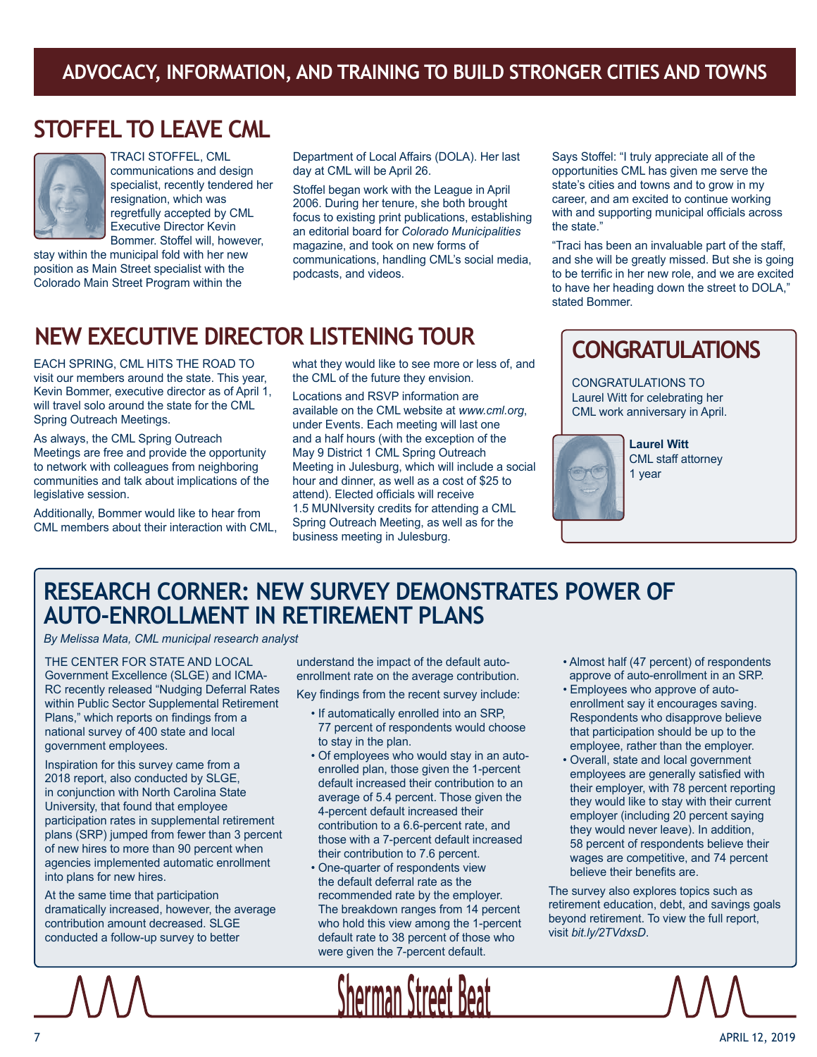# ADVOCACY, INFORMATION, AND TRAINING TO BUILD STRONGER CITIES AND TOWNS

## STOFFEL TO LEAVE CML

TRACI STOFFEL, CML communications and design specialist, recently tendered her resignation, which was regretfully accepted by CML Executive Director Kevin Bommer. Stoffel will, however, stay within the municipal fold with her new position as Main Street specialist with the Colorado Main Street Program within the Department of Local Affairs (DOLA). Her last day at CML will be April 26.

Stoffel began work with the League in April 2006. During her tenure, she both brought focus to existing print publications, establishing an editorial board for *Colorado Municipalities* magazine, and took on new forms of communications, handling CML's social media, podcasts, and videos.

Says Stoffel: "I truly appreciate all of the opportunities CML has given me serve the state's cities and towns and to grow in my career, and am excited to continue working with and supporting municipal officials across the state."

"Traci has been an invaluable part of the staff, and she will be greatly missed. But she is going to be terrific in her new role, and we are excited to have her heading down the street to DOLA," stated Bommer.

## NEW EXECUTIVE DIRECTOR LISTENING TOUR

EACH SPRING, CML HITS THE ROAD TO visit our members around the state. This year, Kevin Bommer, executive director as of April 1, will travel solo around the state for the CML Spring Outreach Meetings.

As always, the CML Spring Outreach Meetings are free and provide the opportunity to network with colleagues from neighboring communities and talk about implications of the legislative session.

Additionally, Bommer would like to hear from CML members about their interaction with CML, what they would like to see more or less of, and the CML of the future they envision.

Locations and RSVP information are available on the CML website at *www.cml.org*, under Events. Each meeting will last one and a half hours (with the exception of the May 9 District 1 CML Spring Outreach Meeting in Julesburg, which will include a social hour and dinner, as well as a cost of $25 to attend). Elected officials will receive 1.5 MUNIversity credits for attending a CML Spring Outreach Meeting, as well as for the business meeting in Julesburg.

## CONGRATULATIONS

CONGRATULATIONS TO Laurel Witt for celebrating her CML work anniversary in April.

**Laurel Witt**
CML staff attorney
1 year

## RESEARCH CORNER: NEW SURVEY DEMONSTRATES POWER OF AUTO-ENROLLMENT IN RETIREMENT PLANS

*By Melissa Mata, CML municipal research analyst*

THE CENTER FOR STATE AND LOCAL Government Excellence (SLGE) and ICMA-RC recently released "Nudging Deferral Rates within Public Sector Supplemental Retirement Plans," which reports on findings from a national survey of 400 state and local government employees.

Inspiration for this survey came from a 2018 report, also conducted by SLGE, in conjunction with North Carolina State University, that found that employee participation rates in supplemental retirement plans (SRP) jumped from fewer than 3 percent of new hires to more than 90 percent when agencies implemented automatic enrollment into plans for new hires.

At the same time that participation dramatically increased, however, the average contribution amount decreased. SLGE conducted a follow-up survey to better understand the impact of the default auto-enrollment rate on the average contribution.

Key findings from the recent survey include:

- If automatically enrolled into an SRP, 77 percent of respondents would choose to stay in the plan.
- Of employees who would stay in an auto-enrolled plan, those given the 1-percent default increased their contribution to an average of 5.4 percent. Those given the 4-percent default increased their contribution to a 6.6-percent rate, and those with a 7-percent default increased their contribution to 7.6 percent.
- One-quarter of respondents view the default deferral rate as the recommended rate by the employer. The breakdown ranges from 14 percent who hold this view among the 1-percent default rate to 38 percent of those who were given the 7-percent default.
- Almost half (47 percent) of respondents approve of auto-enrollment in an SRP.
- Employees who approve of auto-enrollment say it encourages saving. Respondents who disapprove believe that participation should be up to the employee, rather than the employer.
- Overall, state and local government employees are generally satisfied with their employer, with 78 percent reporting they would like to stay with their current employer (including 20 percent saying they would never leave). In addition, 58 percent of respondents believe their wages are competitive, and 74 percent believe their benefits are.

The survey also explores topics such as retirement education, debt, and savings goals beyond retirement. To view the full report, visit *bit.ly/2TVdxsD*.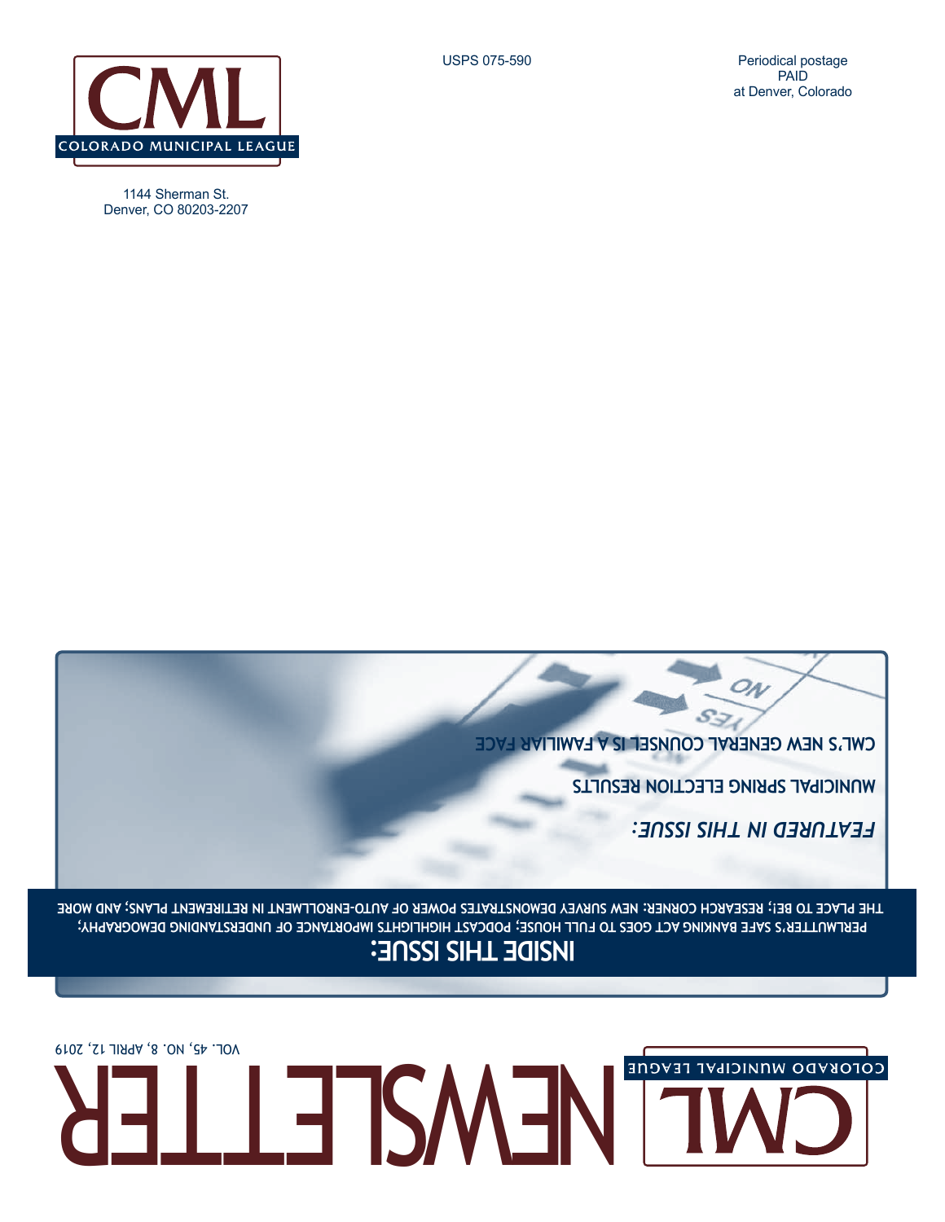COLORADO MUNICIPAL LEAGUE

1144 Sherman St.
Denver, CO 80203-2207

USPS 075-590

Periodical postage
PAID
at Denver, Colorado

*FEATURED IN THIS ISSUE:*

MUNICIPAL SPRING ELECTION RESULTS

CML'S NEW GENERAL COUNSEL IS A FAMILIAR FACE

## INSIDE THIS ISSUE:

PERLMUTTER'S SAFE BANKING ACT GOES TO FULL HOUSE; PODCAST HIGHLIGHTS IMPORTANCE OF UNDERSTANDING DEMOGRAPHY; THE PLACE TO BE!; RESEARCH CORNER: NEW SURVEY DEMONSTRATES POWER OF AUTO-ENROLLMENT IN RETIREMENT PLANS; AND MORE

# CML NEWSLETTER

COLORADO MUNICIPAL LEAGUE

VOL. 45, NO. 8, APRIL 12, 2019